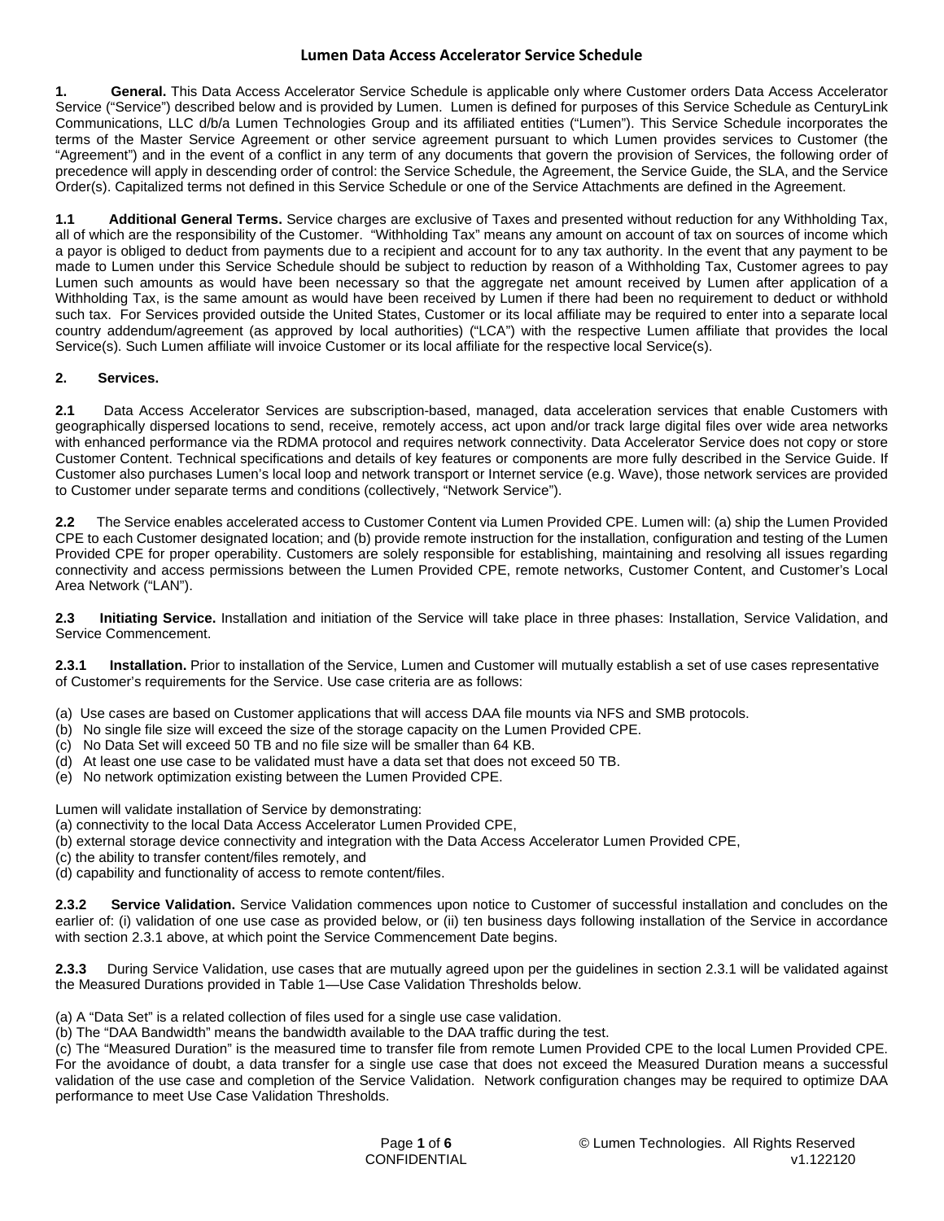# Lumen Data Access Accelerator Service Schedule

**1. General.** This Data Access Accelerator Service Schedule is applicable only where Customer orders Data Access Accelerator Service ("Service") described below and is provided by Lumen. Lumen is defined for purposes of this Service Schedule as CenturyLink Communications, LLC d/b/a Lumen Technologies Group and its affiliated entities ("Lumen"). This Service Schedule incorporates the terms of the Master Service Agreement or other service agreement pursuant to which Lumen provides services to Customer (the "Agreement") and in the event of a conflict in any term of any documents that govern the provision of Services, the following order of precedence will apply in descending order of control: the Service Schedule, the Agreement, the Service Guide, the SLA, and the Service Order(s). Capitalized terms not defined in this Service Schedule or one of the Service Attachments are defined in the Agreement.

**1.1 Additional General Terms.** Service charges are exclusive of Taxes and presented without reduction for any Withholding Tax, all of which are the responsibility of the Customer. "Withholding Tax" means any amount on account of tax on sources of income which a payor is obliged to deduct from payments due to a recipient and account for to any tax authority. In the event that any payment to be made to Lumen under this Service Schedule should be subject to reduction by reason of a Withholding Tax, Customer agrees to pay Lumen such amounts as would have been necessary so that the aggregate net amount received by Lumen after application of a Withholding Tax, is the same amount as would have been received by Lumen if there had been no requirement to deduct or withhold such tax. For Services provided outside the United States, Customer or its local affiliate may be required to enter into a separate local country addendum/agreement (as approved by local authorities) ("LCA") with the respective Lumen affiliate that provides the local Service(s). Such Lumen affiliate will invoice Customer or its local affiliate for the respective local Service(s).

**2. Services.**

**2.1** Data Access Accelerator Services are subscription-based, managed, data acceleration services that enable Customers with geographically dispersed locations to send, receive, remotely access, act upon and/or track large digital files over wide area networks with enhanced performance via the RDMA protocol and requires network connectivity. Data Accelerator Service does not copy or store Customer Content. Technical specifications and details of key features or components are more fully described in the Service Guide. If Customer also purchases Lumen's local loop and network transport or Internet service (e.g. Wave), those network services are provided to Customer under separate terms and conditions (collectively, "Network Service").

**2.2** The Service enables accelerated access to Customer Content via Lumen Provided CPE. Lumen will: (a) ship the Lumen Provided CPE to each Customer designated location; and (b) provide remote instruction for the installation, configuration and testing of the Lumen Provided CPE for proper operability. Customers are solely responsible for establishing, maintaining and resolving all issues regarding connectivity and access permissions between the Lumen Provided CPE, remote networks, Customer Content, and Customer's Local Area Network ("LAN").

**2.3 Initiating Service.** Installation and initiation of the Service will take place in three phases: Installation, Service Validation, and Service Commencement.

**2.3.1 Installation.** Prior to installation of the Service, Lumen and Customer will mutually establish a set of use cases representative of Customer's requirements for the Service. Use case criteria are as follows:

(a) Use cases are based on Customer applications that will access DAA file mounts via NFS and SMB protocols.
(b) No single file size will exceed the size of the storage capacity on the Lumen Provided CPE.
(c) No Data Set will exceed 50 TB and no file size will be smaller than 64 KB.
(d) At least one use case to be validated must have a data set that does not exceed 50 TB.
(e) No network optimization existing between the Lumen Provided CPE.

Lumen will validate installation of Service by demonstrating:
(a) connectivity to the local Data Access Accelerator Lumen Provided CPE,
(b) external storage device connectivity and integration with the Data Access Accelerator Lumen Provided CPE,
(c) the ability to transfer content/files remotely, and
(d) capability and functionality of access to remote content/files.

**2.3.2 Service Validation.** Service Validation commences upon notice to Customer of successful installation and concludes on the earlier of: (i) validation of one use case as provided below, or (ii) ten business days following installation of the Service in accordance with section 2.3.1 above, at which point the Service Commencement Date begins.

**2.3.3** During Service Validation, use cases that are mutually agreed upon per the guidelines in section 2.3.1 will be validated against the Measured Durations provided in Table 1—Use Case Validation Thresholds below.

(a) A "Data Set" is a related collection of files used for a single use case validation.
(b) The "DAA Bandwidth" means the bandwidth available to the DAA traffic during the test.
(c) The "Measured Duration" is the measured time to transfer file from remote Lumen Provided CPE to the local Lumen Provided CPE. For the avoidance of doubt, a data transfer for a single use case that does not exceed the Measured Duration means a successful validation of the use case and completion of the Service Validation. Network configuration changes may be required to optimize DAA performance to meet Use Case Validation Thresholds.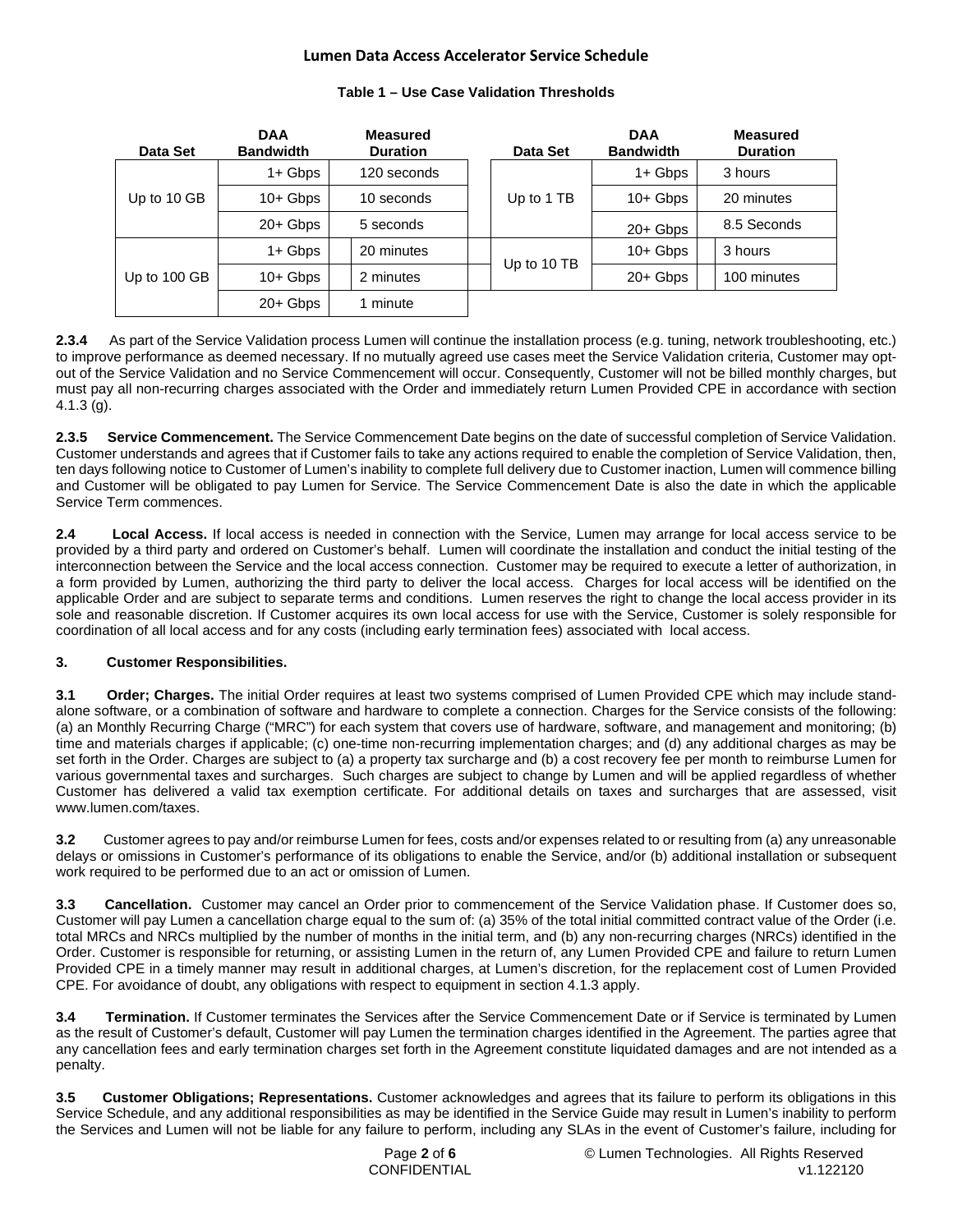## Lumen Data Access Accelerator Service Schedule

**Table 1 – Use Case Validation Thresholds**

| Data Set | DAA Bandwidth | Measured Duration | Data Set | DAA Bandwidth | Measured Duration |
|---|---|---|---|---|---|
| Up to 10 GB | 1+ Gbps | 120 seconds | Up to 1 TB | 1+ Gbps | 3 hours |
| | 10+ Gbps | 10 seconds | | 10+ Gbps | 20 minutes |
| | 20+ Gbps | 5 seconds | | 20+ Gbps | 8.5 Seconds |
| Up to 100 GB | 1+ Gbps | 20 minutes | Up to 10 TB | 10+ Gbps | 3 hours |
| | 10+ Gbps | 2 minutes | | 20+ Gbps | 100 minutes |
| | 20+ Gbps | 1 minute | | | |

**2.3.4** As part of the Service Validation process Lumen will continue the installation process (e.g. tuning, network troubleshooting, etc.) to improve performance as deemed necessary. If no mutually agreed use cases meet the Service Validation criteria, Customer may opt-out of the Service Validation and no Service Commencement will occur. Consequently, Customer will not be billed monthly charges, but must pay all non-recurring charges associated with the Order and immediately return Lumen Provided CPE in accordance with section 4.1.3 (g).

**2.3.5 Service Commencement.** The Service Commencement Date begins on the date of successful completion of Service Validation. Customer understands and agrees that if Customer fails to take any actions required to enable the completion of Service Validation, then, ten days following notice to Customer of Lumen's inability to complete full delivery due to Customer inaction, Lumen will commence billing and Customer will be obligated to pay Lumen for Service. The Service Commencement Date is also the date in which the applicable Service Term commences.

**2.4 Local Access.** If local access is needed in connection with the Service, Lumen may arrange for local access service to be provided by a third party and ordered on Customer's behalf. Lumen will coordinate the installation and conduct the initial testing of the interconnection between the Service and the local access connection. Customer may be required to execute a letter of authorization, in a form provided by Lumen, authorizing the third party to deliver the local access. Charges for local access will be identified on the applicable Order and are subject to separate terms and conditions. Lumen reserves the right to change the local access provider in its sole and reasonable discretion. If Customer acquires its own local access for use with the Service, Customer is solely responsible for coordination of all local access and for any costs (including early termination fees) associated with local access.

### 3. Customer Responsibilities.

**3.1 Order; Charges.** The initial Order requires at least two systems comprised of Lumen Provided CPE which may include stand-alone software, or a combination of software and hardware to complete a connection. Charges for the Service consists of the following: (a) an Monthly Recurring Charge ("MRC") for each system that covers use of hardware, software, and management and monitoring; (b) time and materials charges if applicable; (c) one-time non-recurring implementation charges; and (d) any additional charges as may be set forth in the Order. Charges are subject to (a) a property tax surcharge and (b) a cost recovery fee per month to reimburse Lumen for various governmental taxes and surcharges. Such charges are subject to change by Lumen and will be applied regardless of whether Customer has delivered a valid tax exemption certificate. For additional details on taxes and surcharges that are assessed, visit www.lumen.com/taxes.

**3.2** Customer agrees to pay and/or reimburse Lumen for fees, costs and/or expenses related to or resulting from (a) any unreasonable delays or omissions in Customer's performance of its obligations to enable the Service, and/or (b) additional installation or subsequent work required to be performed due to an act or omission of Lumen.

**3.3 Cancellation.** Customer may cancel an Order prior to commencement of the Service Validation phase. If Customer does so, Customer will pay Lumen a cancellation charge equal to the sum of: (a) 35% of the total initial committed contract value of the Order (i.e. total MRCs and NRCs multiplied by the number of months in the initial term, and (b) any non-recurring charges (NRCs) identified in the Order. Customer is responsible for returning, or assisting Lumen in the return of, any Lumen Provided CPE and failure to return Lumen Provided CPE in a timely manner may result in additional charges, at Lumen's discretion, for the replacement cost of Lumen Provided CPE. For avoidance of doubt, any obligations with respect to equipment in section 4.1.3 apply.

**3.4 Termination.** If Customer terminates the Services after the Service Commencement Date or if Service is terminated by Lumen as the result of Customer's default, Customer will pay Lumen the termination charges identified in the Agreement. The parties agree that any cancellation fees and early termination charges set forth in the Agreement constitute liquidated damages and are not intended as a penalty.

**3.5 Customer Obligations; Representations.** Customer acknowledges and agrees that its failure to perform its obligations in this Service Schedule, and any additional responsibilities as may be identified in the Service Guide may result in Lumen's inability to perform the Services and Lumen will not be liable for any failure to perform, including any SLAs in the event of Customer's failure, including for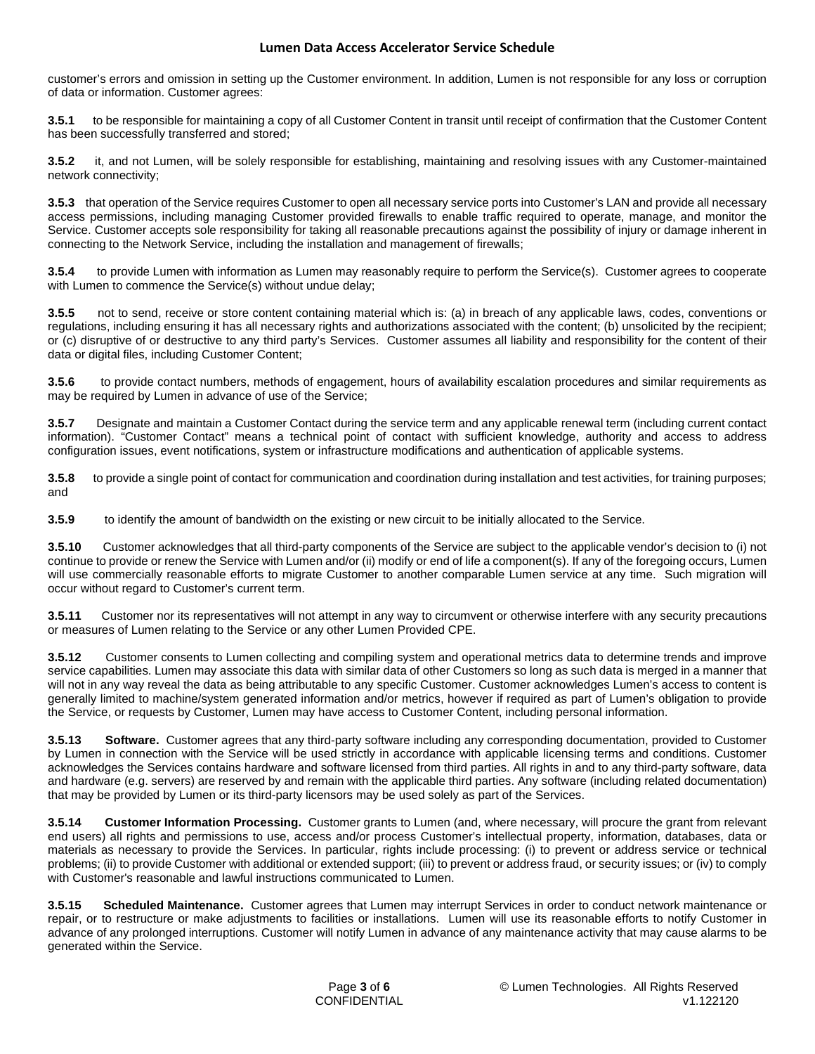customer's errors and omission in setting up the Customer environment. In addition, Lumen is not responsible for any loss or corruption of data or information. Customer agrees:

**3.5.1** to be responsible for maintaining a copy of all Customer Content in transit until receipt of confirmation that the Customer Content has been successfully transferred and stored;

**3.5.2** it, and not Lumen, will be solely responsible for establishing, maintaining and resolving issues with any Customer-maintained network connectivity;

**3.5.3** that operation of the Service requires Customer to open all necessary service ports into Customer's LAN and provide all necessary access permissions, including managing Customer provided firewalls to enable traffic required to operate, manage, and monitor the Service. Customer accepts sole responsibility for taking all reasonable precautions against the possibility of injury or damage inherent in connecting to the Network Service, including the installation and management of firewalls;

**3.5.4** to provide Lumen with information as Lumen may reasonably require to perform the Service(s). Customer agrees to cooperate with Lumen to commence the Service(s) without undue delay;

**3.5.5** not to send, receive or store content containing material which is: (a) in breach of any applicable laws, codes, conventions or regulations, including ensuring it has all necessary rights and authorizations associated with the content; (b) unsolicited by the recipient; or (c) disruptive of or destructive to any third party's Services. Customer assumes all liability and responsibility for the content of their data or digital files, including Customer Content;

**3.5.6** to provide contact numbers, methods of engagement, hours of availability escalation procedures and similar requirements as may be required by Lumen in advance of use of the Service;

**3.5.7** Designate and maintain a Customer Contact during the service term and any applicable renewal term (including current contact information). "Customer Contact" means a technical point of contact with sufficient knowledge, authority and access to address configuration issues, event notifications, system or infrastructure modifications and authentication of applicable systems.

**3.5.8** to provide a single point of contact for communication and coordination during installation and test activities, for training purposes; and

**3.5.9** to identify the amount of bandwidth on the existing or new circuit to be initially allocated to the Service.

**3.5.10** Customer acknowledges that all third-party components of the Service are subject to the applicable vendor's decision to (i) not continue to provide or renew the Service with Lumen and/or (ii) modify or end of life a component(s). If any of the foregoing occurs, Lumen will use commercially reasonable efforts to migrate Customer to another comparable Lumen service at any time. Such migration will occur without regard to Customer's current term.

**3.5.11** Customer nor its representatives will not attempt in any way to circumvent or otherwise interfere with any security precautions or measures of Lumen relating to the Service or any other Lumen Provided CPE.

**3.5.12** Customer consents to Lumen collecting and compiling system and operational metrics data to determine trends and improve service capabilities. Lumen may associate this data with similar data of other Customers so long as such data is merged in a manner that will not in any way reveal the data as being attributable to any specific Customer. Customer acknowledges Lumen's access to content is generally limited to machine/system generated information and/or metrics, however if required as part of Lumen's obligation to provide the Service, or requests by Customer, Lumen may have access to Customer Content, including personal information.

**3.5.13 Software.** Customer agrees that any third-party software including any corresponding documentation, provided to Customer by Lumen in connection with the Service will be used strictly in accordance with applicable licensing terms and conditions. Customer acknowledges the Services contains hardware and software licensed from third parties. All rights in and to any third-party software, data and hardware (e.g. servers) are reserved by and remain with the applicable third parties. Any software (including related documentation) that may be provided by Lumen or its third-party licensors may be used solely as part of the Services.

**3.5.14 Customer Information Processing.** Customer grants to Lumen (and, where necessary, will procure the grant from relevant end users) all rights and permissions to use, access and/or process Customer's intellectual property, information, databases, data or materials as necessary to provide the Services. In particular, rights include processing: (i) to prevent or address service or technical problems; (ii) to provide Customer with additional or extended support; (iii) to prevent or address fraud, or security issues; or (iv) to comply with Customer's reasonable and lawful instructions communicated to Lumen.

**3.5.15 Scheduled Maintenance.** Customer agrees that Lumen may interrupt Services in order to conduct network maintenance or repair, or to restructure or make adjustments to facilities or installations. Lumen will use its reasonable efforts to notify Customer in advance of any prolonged interruptions. Customer will notify Lumen in advance of any maintenance activity that may cause alarms to be generated within the Service.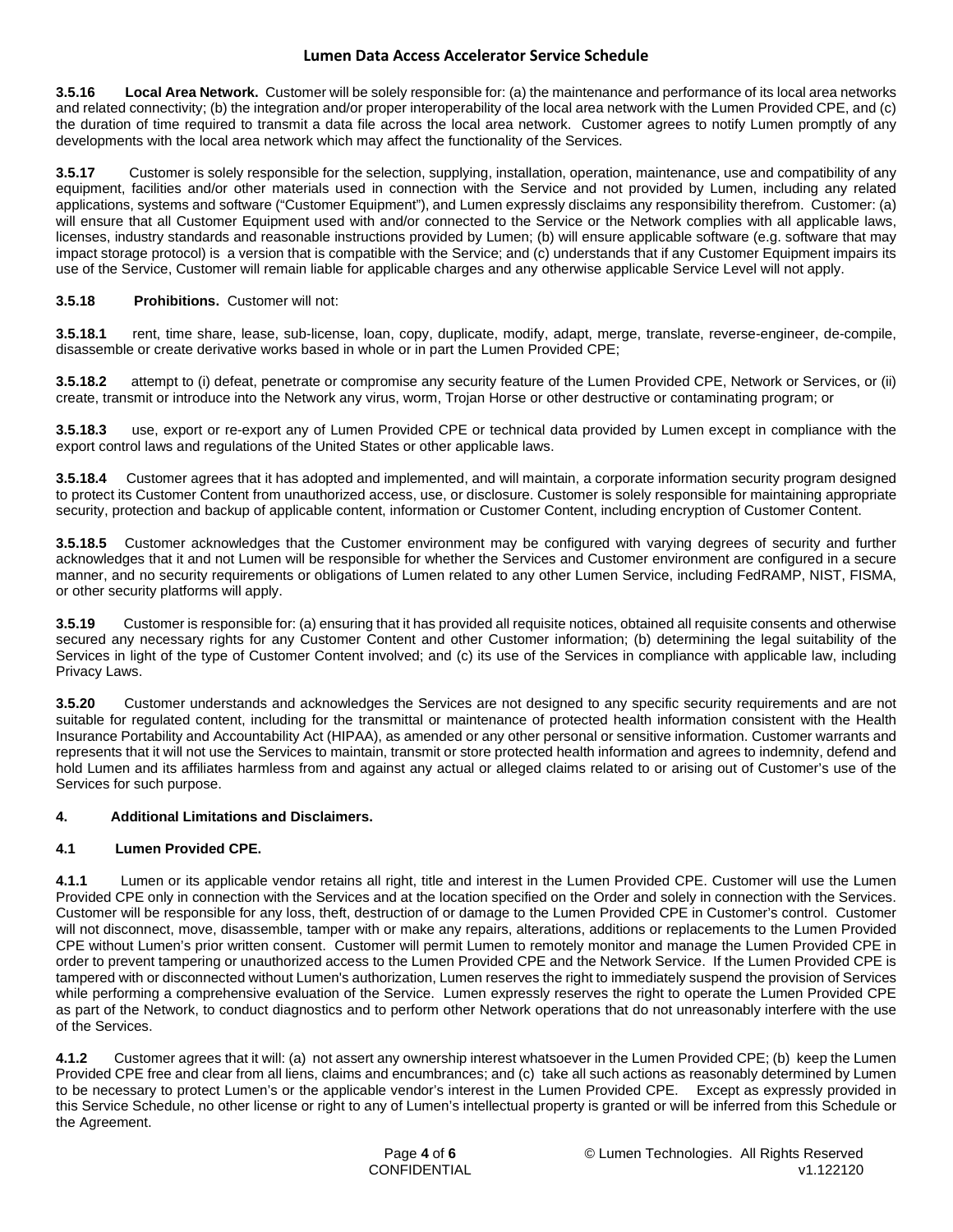**3.5.16 Local Area Network.** Customer will be solely responsible for: (a) the maintenance and performance of its local area networks and related connectivity; (b) the integration and/or proper interoperability of the local area network with the Lumen Provided CPE, and (c) the duration of time required to transmit a data file across the local area network. Customer agrees to notify Lumen promptly of any developments with the local area network which may affect the functionality of the Services.

**3.5.17** Customer is solely responsible for the selection, supplying, installation, operation, maintenance, use and compatibility of any equipment, facilities and/or other materials used in connection with the Service and not provided by Lumen, including any related applications, systems and software ("Customer Equipment"), and Lumen expressly disclaims any responsibility therefrom. Customer: (a) will ensure that all Customer Equipment used with and/or connected to the Service or the Network complies with all applicable laws, licenses, industry standards and reasonable instructions provided by Lumen; (b) will ensure applicable software (e.g. software that may impact storage protocol) is a version that is compatible with the Service; and (c) understands that if any Customer Equipment impairs its use of the Service, Customer will remain liable for applicable charges and any otherwise applicable Service Level will not apply.

**3.5.18 Prohibitions.** Customer will not:

**3.5.18.1** rent, time share, lease, sub-license, loan, copy, duplicate, modify, adapt, merge, translate, reverse-engineer, de-compile, disassemble or create derivative works based in whole or in part the Lumen Provided CPE;

**3.5.18.2** attempt to (i) defeat, penetrate or compromise any security feature of the Lumen Provided CPE, Network or Services, or (ii) create, transmit or introduce into the Network any virus, worm, Trojan Horse or other destructive or contaminating program; or

**3.5.18.3** use, export or re-export any of Lumen Provided CPE or technical data provided by Lumen except in compliance with the export control laws and regulations of the United States or other applicable laws.

**3.5.18.4** Customer agrees that it has adopted and implemented, and will maintain, a corporate information security program designed to protect its Customer Content from unauthorized access, use, or disclosure. Customer is solely responsible for maintaining appropriate security, protection and backup of applicable content, information or Customer Content, including encryption of Customer Content.

**3.5.18.5** Customer acknowledges that the Customer environment may be configured with varying degrees of security and further acknowledges that it and not Lumen will be responsible for whether the Services and Customer environment are configured in a secure manner, and no security requirements or obligations of Lumen related to any other Lumen Service, including FedRAMP, NIST, FISMA, or other security platforms will apply.

**3.5.19** Customer is responsible for: (a) ensuring that it has provided all requisite notices, obtained all requisite consents and otherwise secured any necessary rights for any Customer Content and other Customer information; (b) determining the legal suitability of the Services in light of the type of Customer Content involved; and (c) its use of the Services in compliance with applicable law, including Privacy Laws.

**3.5.20** Customer understands and acknowledges the Services are not designed to any specific security requirements and are not suitable for regulated content, including for the transmittal or maintenance of protected health information consistent with the Health Insurance Portability and Accountability Act (HIPAA), as amended or any other personal or sensitive information. Customer warrants and represents that it will not use the Services to maintain, transmit or store protected health information and agrees to indemnity, defend and hold Lumen and its affiliates harmless from and against any actual or alleged claims related to or arising out of Customer's use of the Services for such purpose.

## 4. Additional Limitations and Disclaimers.

### 4.1 Lumen Provided CPE.

**4.1.1** Lumen or its applicable vendor retains all right, title and interest in the Lumen Provided CPE. Customer will use the Lumen Provided CPE only in connection with the Services and at the location specified on the Order and solely in connection with the Services. Customer will be responsible for any loss, theft, destruction of or damage to the Lumen Provided CPE in Customer's control. Customer will not disconnect, move, disassemble, tamper with or make any repairs, alterations, additions or replacements to the Lumen Provided CPE without Lumen's prior written consent. Customer will permit Lumen to remotely monitor and manage the Lumen Provided CPE in order to prevent tampering or unauthorized access to the Lumen Provided CPE and the Network Service. If the Lumen Provided CPE is tampered with or disconnected without Lumen's authorization, Lumen reserves the right to immediately suspend the provision of Services while performing a comprehensive evaluation of the Service. Lumen expressly reserves the right to operate the Lumen Provided CPE as part of the Network, to conduct diagnostics and to perform other Network operations that do not unreasonably interfere with the use of the Services.

**4.1.2** Customer agrees that it will: (a) not assert any ownership interest whatsoever in the Lumen Provided CPE; (b) keep the Lumen Provided CPE free and clear from all liens, claims and encumbrances; and (c) take all such actions as reasonably determined by Lumen to be necessary to protect Lumen's or the applicable vendor's interest in the Lumen Provided CPE. Except as expressly provided in this Service Schedule, no other license or right to any of Lumen's intellectual property is granted or will be inferred from this Schedule or the Agreement.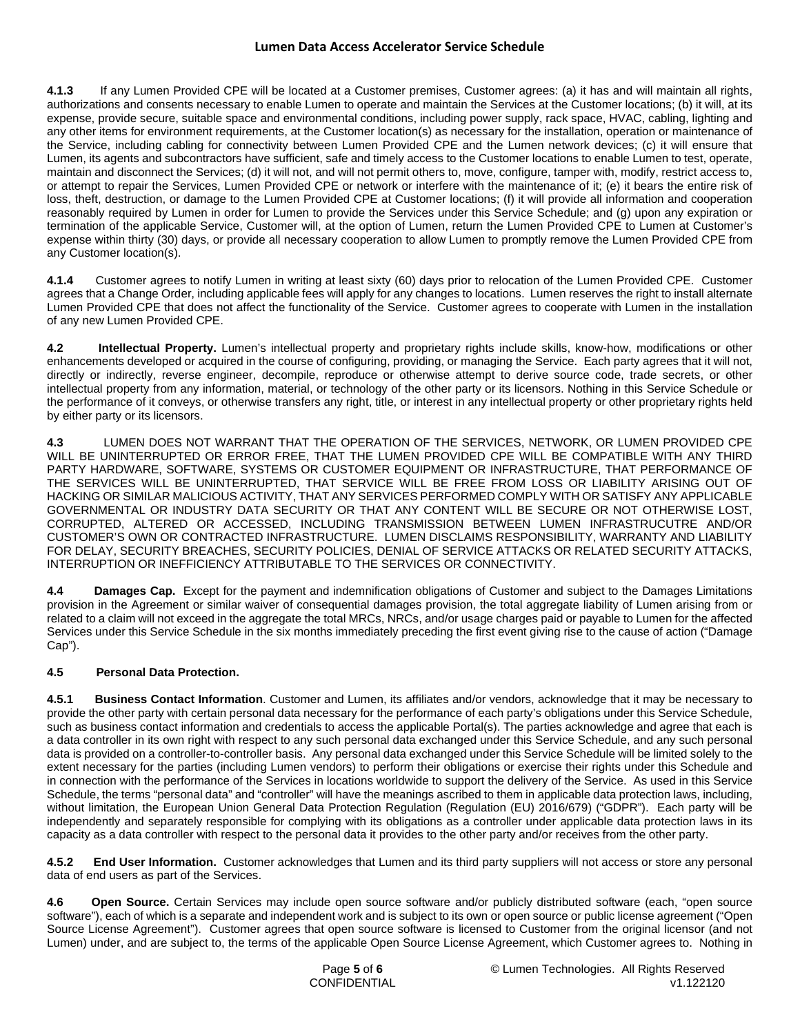**4.1.3** If any Lumen Provided CPE will be located at a Customer premises, Customer agrees: (a) it has and will maintain all rights, authorizations and consents necessary to enable Lumen to operate and maintain the Services at the Customer locations; (b) it will, at its expense, provide secure, suitable space and environmental conditions, including power supply, rack space, HVAC, cabling, lighting and any other items for environment requirements, at the Customer location(s) as necessary for the installation, operation or maintenance of the Service, including cabling for connectivity between Lumen Provided CPE and the Lumen network devices; (c) it will ensure that Lumen, its agents and subcontractors have sufficient, safe and timely access to the Customer locations to enable Lumen to test, operate, maintain and disconnect the Services; (d) it will not, and will not permit others to, move, configure, tamper with, modify, restrict access to, or attempt to repair the Services, Lumen Provided CPE or network or interfere with the maintenance of it; (e) it bears the entire risk of loss, theft, destruction, or damage to the Lumen Provided CPE at Customer locations; (f) it will provide all information and cooperation reasonably required by Lumen in order for Lumen to provide the Services under this Service Schedule; and (g) upon any expiration or termination of the applicable Service, Customer will, at the option of Lumen, return the Lumen Provided CPE to Lumen at Customer's expense within thirty (30) days, or provide all necessary cooperation to allow Lumen to promptly remove the Lumen Provided CPE from any Customer location(s).

**4.1.4** Customer agrees to notify Lumen in writing at least sixty (60) days prior to relocation of the Lumen Provided CPE. Customer agrees that a Change Order, including applicable fees will apply for any changes to locations. Lumen reserves the right to install alternate Lumen Provided CPE that does not affect the functionality of the Service. Customer agrees to cooperate with Lumen in the installation of any new Lumen Provided CPE.

**4.2 Intellectual Property.** Lumen's intellectual property and proprietary rights include skills, know-how, modifications or other enhancements developed or acquired in the course of configuring, providing, or managing the Service. Each party agrees that it will not, directly or indirectly, reverse engineer, decompile, reproduce or otherwise attempt to derive source code, trade secrets, or other intellectual property from any information, material, or technology of the other party or its licensors. Nothing in this Service Schedule or the performance of it conveys, or otherwise transfers any right, title, or interest in any intellectual property or other proprietary rights held by either party or its licensors.

**4.3** LUMEN DOES NOT WARRANT THAT THE OPERATION OF THE SERVICES, NETWORK, OR LUMEN PROVIDED CPE WILL BE UNINTERRUPTED OR ERROR FREE, THAT THE LUMEN PROVIDED CPE WILL BE COMPATIBLE WITH ANY THIRD PARTY HARDWARE, SOFTWARE, SYSTEMS OR CUSTOMER EQUIPMENT OR INFRASTRUCTURE, THAT PERFORMANCE OF THE SERVICES WILL BE UNINTERRUPTED, THAT SERVICE WILL BE FREE FROM LOSS OR LIABILITY ARISING OUT OF HACKING OR SIMILAR MALICIOUS ACTIVITY, THAT ANY SERVICES PERFORMED COMPLY WITH OR SATISFY ANY APPLICABLE GOVERNMENTAL OR INDUSTRY DATA SECURITY OR THAT ANY CONTENT WILL BE SECURE OR NOT OTHERWISE LOST, CORRUPTED, ALTERED OR ACCESSED, INCLUDING TRANSMISSION BETWEEN LUMEN INFRASTRUCUTRE AND/OR CUSTOMER'S OWN OR CONTRACTED INFRASTRUCTURE. LUMEN DISCLAIMS RESPONSIBILITY, WARRANTY AND LIABILITY FOR DELAY, SECURITY BREACHES, SECURITY POLICIES, DENIAL OF SERVICE ATTACKS OR RELATED SECURITY ATTACKS, INTERRUPTION OR INEFFICIENCY ATTRIBUTABLE TO THE SERVICES OR CONNECTIVITY.

**4.4 Damages Cap.** Except for the payment and indemnification obligations of Customer and subject to the Damages Limitations provision in the Agreement or similar waiver of consequential damages provision, the total aggregate liability of Lumen arising from or related to a claim will not exceed in the aggregate the total MRCs, NRCs, and/or usage charges paid or payable to Lumen for the affected Services under this Service Schedule in the six months immediately preceding the first event giving rise to the cause of action ("Damage Cap").

**4.5 Personal Data Protection.**

**4.5.1 Business Contact Information**. Customer and Lumen, its affiliates and/or vendors, acknowledge that it may be necessary to provide the other party with certain personal data necessary for the performance of each party's obligations under this Service Schedule, such as business contact information and credentials to access the applicable Portal(s). The parties acknowledge and agree that each is a data controller in its own right with respect to any such personal data exchanged under this Service Schedule, and any such personal data is provided on a controller-to-controller basis. Any personal data exchanged under this Service Schedule will be limited solely to the extent necessary for the parties (including Lumen vendors) to perform their obligations or exercise their rights under this Schedule and in connection with the performance of the Services in locations worldwide to support the delivery of the Service. As used in this Service Schedule, the terms "personal data" and "controller" will have the meanings ascribed to them in applicable data protection laws, including, without limitation, the European Union General Data Protection Regulation (Regulation (EU) 2016/679) ("GDPR"). Each party will be independently and separately responsible for complying with its obligations as a controller under applicable data protection laws in its capacity as a data controller with respect to the personal data it provides to the other party and/or receives from the other party.

**4.5.2 End User Information.** Customer acknowledges that Lumen and its third party suppliers will not access or store any personal data of end users as part of the Services.

**4.6 Open Source.** Certain Services may include open source software and/or publicly distributed software (each, "open source software"), each of which is a separate and independent work and is subject to its own or open source or public license agreement ("Open Source License Agreement"). Customer agrees that open source software is licensed to Customer from the original licensor (and not Lumen) under, and are subject to, the terms of the applicable Open Source License Agreement, which Customer agrees to. Nothing in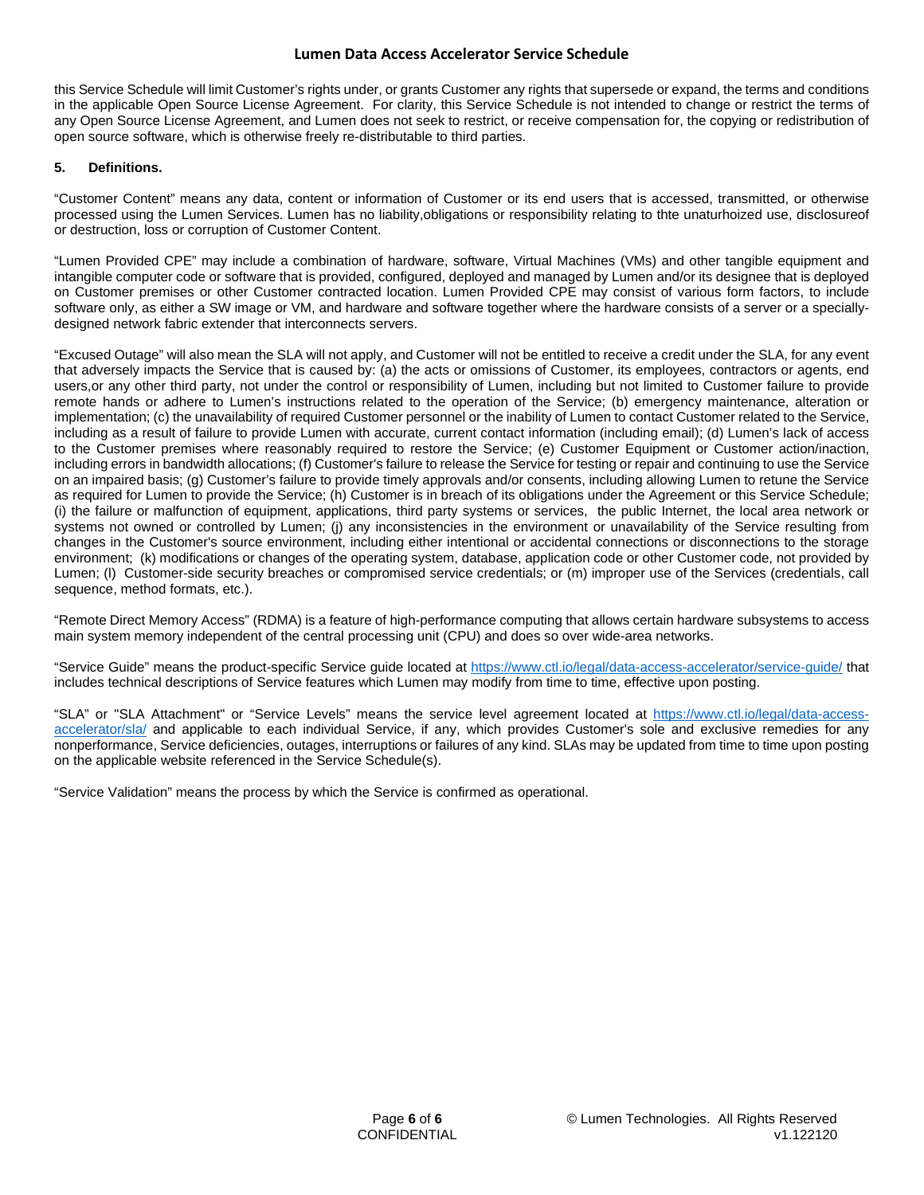this Service Schedule will limit Customer's rights under, or grants Customer any rights that supersede or expand, the terms and conditions in the applicable Open Source License Agreement. For clarity, this Service Schedule is not intended to change or restrict the terms of any Open Source License Agreement, and Lumen does not seek to restrict, or receive compensation for, the copying or redistribution of open source software, which is otherwise freely re-distributable to third parties.

**5. Definitions.**

"Customer Content" means any data, content or information of Customer or its end users that is accessed, transmitted, or otherwise processed using the Lumen Services. Lumen has no liability,obligations or responsibility relating to thte unaturhoized use, disclosureof or destruction, loss or corruption of Customer Content.

"Lumen Provided CPE" may include a combination of hardware, software, Virtual Machines (VMs) and other tangible equipment and intangible computer code or software that is provided, configured, deployed and managed by Lumen and/or its designee that is deployed on Customer premises or other Customer contracted location. Lumen Provided CPE may consist of various form factors, to include software only, as either a SW image or VM, and hardware and software together where the hardware consists of a server or a specially-designed network fabric extender that interconnects servers.

"Excused Outage" will also mean the SLA will not apply, and Customer will not be entitled to receive a credit under the SLA, for any event that adversely impacts the Service that is caused by: (a) the acts or omissions of Customer, its employees, contractors or agents, end users,or any other third party, not under the control or responsibility of Lumen, including but not limited to Customer failure to provide remote hands or adhere to Lumen's instructions related to the operation of the Service; (b) emergency maintenance, alteration or implementation; (c) the unavailability of required Customer personnel or the inability of Lumen to contact Customer related to the Service, including as a result of failure to provide Lumen with accurate, current contact information (including email); (d) Lumen's lack of access to the Customer premises where reasonably required to restore the Service; (e) Customer Equipment or Customer action/inaction, including errors in bandwidth allocations; (f) Customer's failure to release the Service for testing or repair and continuing to use the Service on an impaired basis; (g) Customer's failure to provide timely approvals and/or consents, including allowing Lumen to retune the Service as required for Lumen to provide the Service; (h) Customer is in breach of its obligations under the Agreement or this Service Schedule; (i) the failure or malfunction of equipment, applications, third party systems or services, the public Internet, the local area network or systems not owned or controlled by Lumen; (j) any inconsistencies in the environment or unavailability of the Service resulting from changes in the Customer's source environment, including either intentional or accidental connections or disconnections to the storage environment; (k) modifications or changes of the operating system, database, application code or other Customer code, not provided by Lumen; (l) Customer-side security breaches or compromised service credentials; or (m) improper use of the Services (credentials, call sequence, method formats, etc.).

"Remote Direct Memory Access" (RDMA) is a feature of high-performance computing that allows certain hardware subsystems to access main system memory independent of the central processing unit (CPU) and does so over wide-area networks.

"Service Guide" means the product-specific Service guide located at https://www.ctl.io/legal/data-access-accelerator/service-guide/ that includes technical descriptions of Service features which Lumen may modify from time to time, effective upon posting.

"SLA" or "SLA Attachment" or "Service Levels" means the service level agreement located at https://www.ctl.io/legal/data-access-accelerator/sla/ and applicable to each individual Service, if any, which provides Customer's sole and exclusive remedies for any nonperformance, Service deficiencies, outages, interruptions or failures of any kind. SLAs may be updated from time to time upon posting on the applicable website referenced in the Service Schedule(s).

"Service Validation" means the process by which the Service is confirmed as operational.